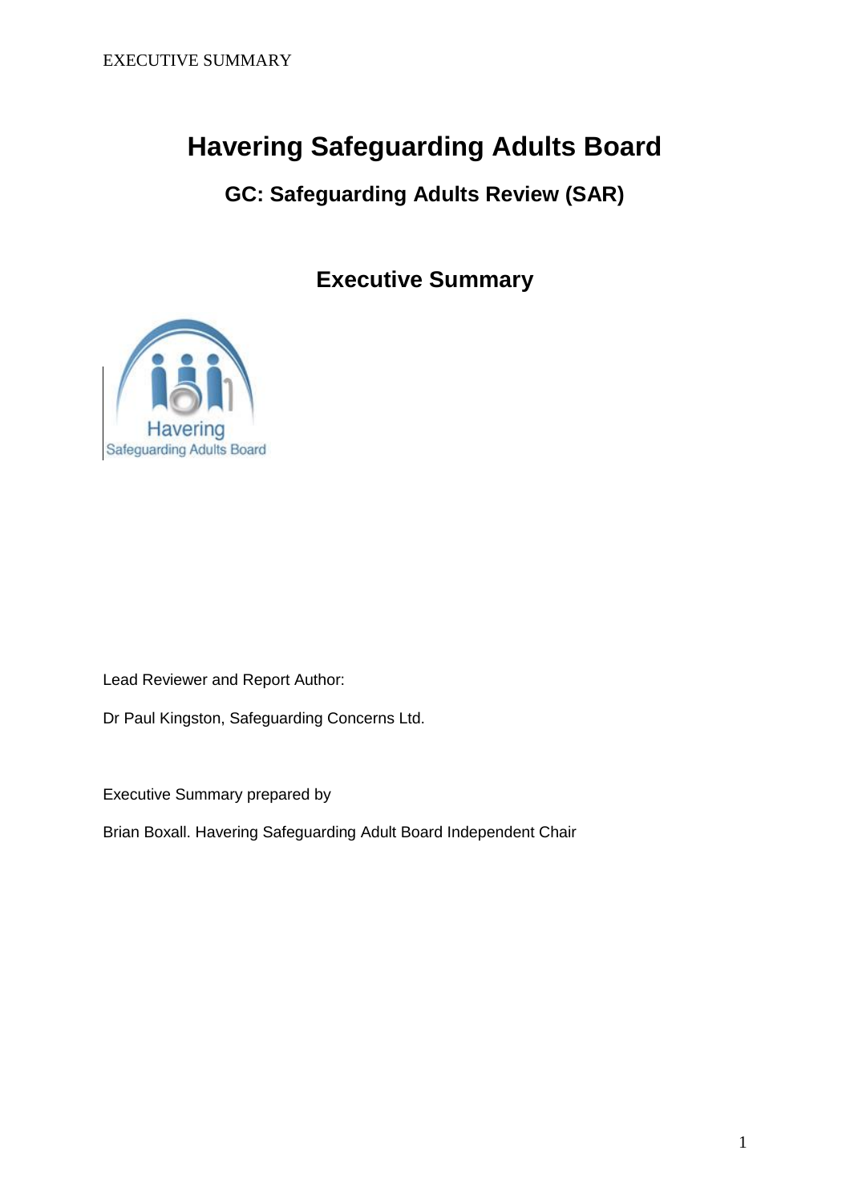# Havering Safeguarding Adults Board

## GC: Safeguarding Adults Review (SAR)

## Executive Summary

Lead Reviewer and Report Author:

Dr Paul Kingston, Safeguarding Concerns Ltd.

Executive Summary prepared by

Brian Boxall. Havering Safeguarding Adult Board Independent Chair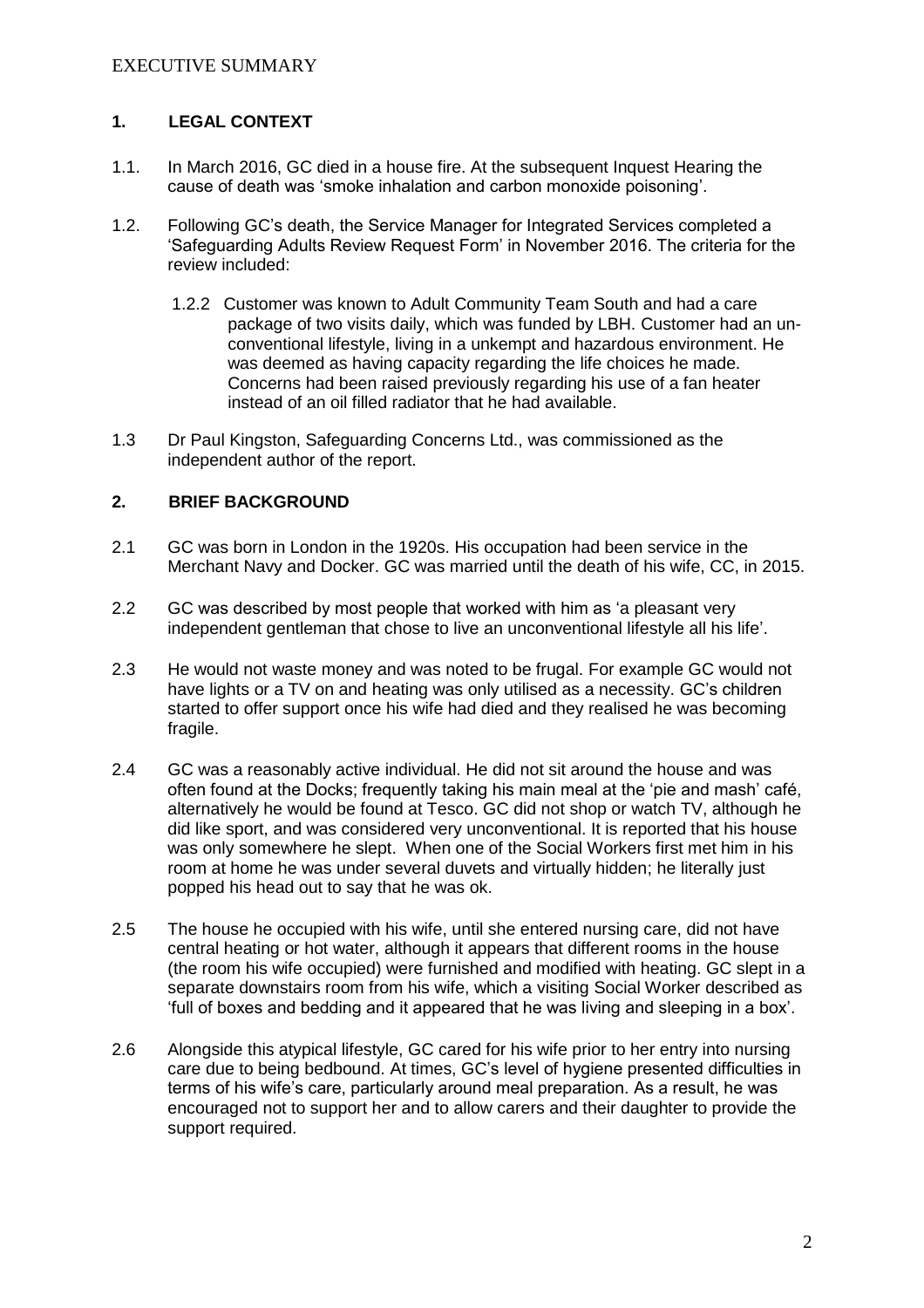EXECUTIVE SUMMARY

## 1. LEGAL CONTEXT

1.1. In March 2016, GC died in a house fire. At the subsequent Inquest Hearing the cause of death was 'smoke inhalation and carbon monoxide poisoning'.

1.2. Following GC's death, the Service Manager for Integrated Services completed a 'Safeguarding Adults Review Request Form' in November 2016. The criteria for the review included:

> 1.2.2 Customer was known to Adult Community Team South and had a care package of two visits daily, which was funded by LBH. Customer had an un-conventional lifestyle, living in a unkempt and hazardous environment. He was deemed as having capacity regarding the life choices he made. Concerns had been raised previously regarding his use of a fan heater instead of an oil filled radiator that he had available.

1.3 Dr Paul Kingston, Safeguarding Concerns Ltd., was commissioned as the independent author of the report.

## 2. BRIEF BACKGROUND

2.1 GC was born in London in the 1920s. His occupation had been service in the Merchant Navy and Docker. GC was married until the death of his wife, CC, in 2015.

2.2 GC was described by most people that worked with him as 'a pleasant very independent gentleman that chose to live an unconventional lifestyle all his life'.

2.3 He would not waste money and was noted to be frugal. For example GC would not have lights or a TV on and heating was only utilised as a necessity. GC's children started to offer support once his wife had died and they realised he was becoming fragile.

2.4 GC was a reasonably active individual. He did not sit around the house and was often found at the Docks; frequently taking his main meal at the 'pie and mash' café, alternatively he would be found at Tesco. GC did not shop or watch TV, although he did like sport, and was considered very unconventional. It is reported that his house was only somewhere he slept. When one of the Social Workers first met him in his room at home he was under several duvets and virtually hidden; he literally just popped his head out to say that he was ok.

2.5 The house he occupied with his wife, until she entered nursing care, did not have central heating or hot water, although it appears that different rooms in the house (the room his wife occupied) were furnished and modified with heating. GC slept in a separate downstairs room from his wife, which a visiting Social Worker described as 'full of boxes and bedding and it appeared that he was living and sleeping in a box'.

2.6 Alongside this atypical lifestyle, GC cared for his wife prior to her entry into nursing care due to being bedbound. At times, GC's level of hygiene presented difficulties in terms of his wife's care, particularly around meal preparation. As a result, he was encouraged not to support her and to allow carers and their daughter to provide the support required.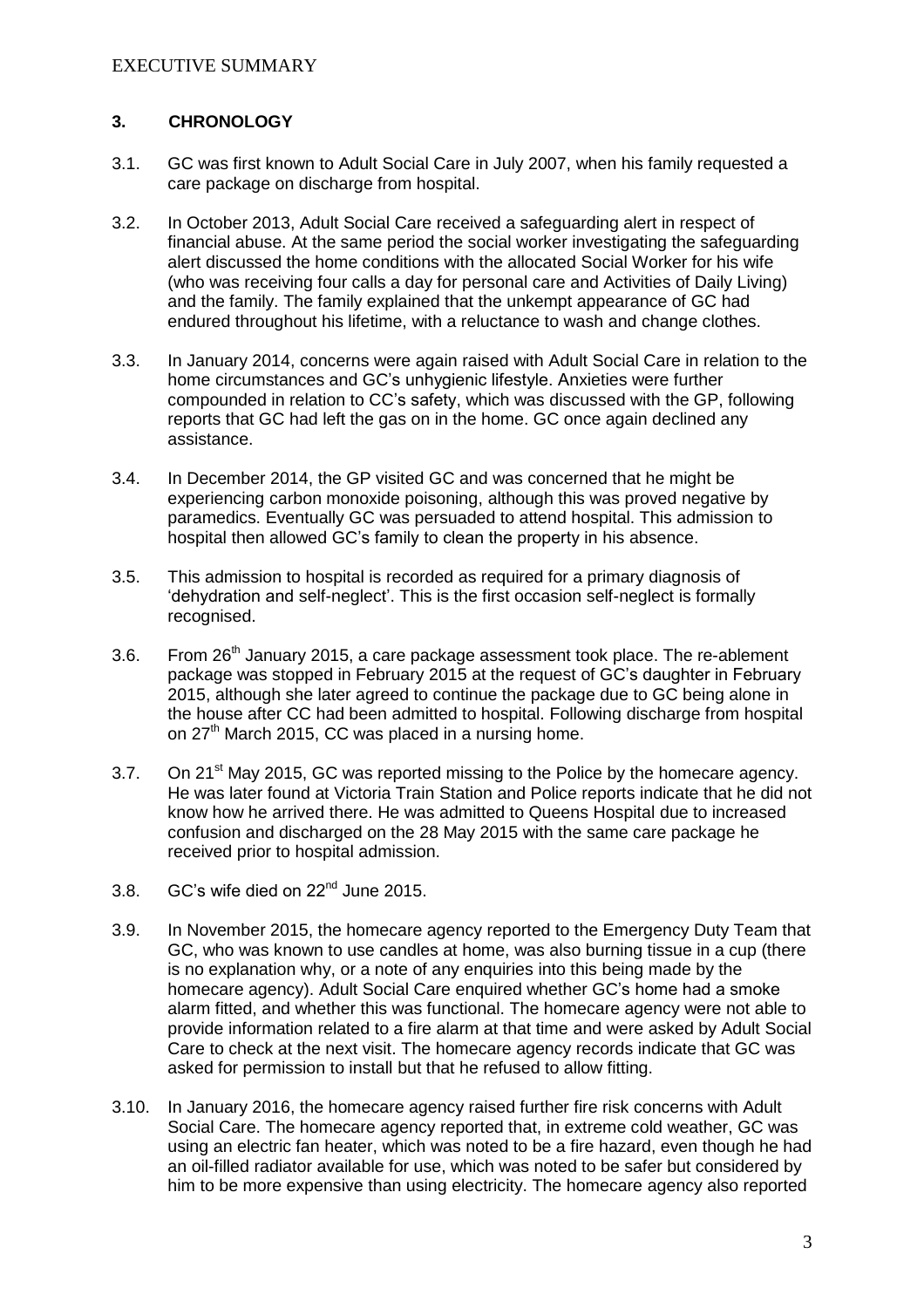## 3. CHRONOLOGY

3.1. GC was first known to Adult Social Care in July 2007, when his family requested a care package on discharge from hospital.

3.2. In October 2013, Adult Social Care received a safeguarding alert in respect of financial abuse. At the same period the social worker investigating the safeguarding alert discussed the home conditions with the allocated Social Worker for his wife (who was receiving four calls a day for personal care and Activities of Daily Living) and the family. The family explained that the unkempt appearance of GC had endured throughout his lifetime, with a reluctance to wash and change clothes.

3.3. In January 2014, concerns were again raised with Adult Social Care in relation to the home circumstances and GC's unhygienic lifestyle. Anxieties were further compounded in relation to CC's safety, which was discussed with the GP, following reports that GC had left the gas on in the home. GC once again declined any assistance.

3.4. In December 2014, the GP visited GC and was concerned that he might be experiencing carbon monoxide poisoning, although this was proved negative by paramedics. Eventually GC was persuaded to attend hospital. This admission to hospital then allowed GC's family to clean the property in his absence.

3.5. This admission to hospital is recorded as required for a primary diagnosis of 'dehydration and self-neglect'. This is the first occasion self-neglect is formally recognised.

3.6. From 26th January 2015, a care package assessment took place. The re-ablement package was stopped in February 2015 at the request of GC's daughter in February 2015, although she later agreed to continue the package due to GC being alone in the house after CC had been admitted to hospital. Following discharge from hospital on 27th March 2015, CC was placed in a nursing home.

3.7. On 21st May 2015, GC was reported missing to the Police by the homecare agency. He was later found at Victoria Train Station and Police reports indicate that he did not know how he arrived there. He was admitted to Queens Hospital due to increased confusion and discharged on the 28 May 2015 with the same care package he received prior to hospital admission.

3.8. GC's wife died on 22nd June 2015.

3.9. In November 2015, the homecare agency reported to the Emergency Duty Team that GC, who was known to use candles at home, was also burning tissue in a cup (there is no explanation why, or a note of any enquiries into this being made by the homecare agency). Adult Social Care enquired whether GC's home had a smoke alarm fitted, and whether this was functional. The homecare agency were not able to provide information related to a fire alarm at that time and were asked by Adult Social Care to check at the next visit. The homecare agency records indicate that GC was asked for permission to install but that he refused to allow fitting.

3.10. In January 2016, the homecare agency raised further fire risk concerns with Adult Social Care. The homecare agency reported that, in extreme cold weather, GC was using an electric fan heater, which was noted to be a fire hazard, even though he had an oil-filled radiator available for use, which was noted to be safer but considered by him to be more expensive than using electricity. The homecare agency also reported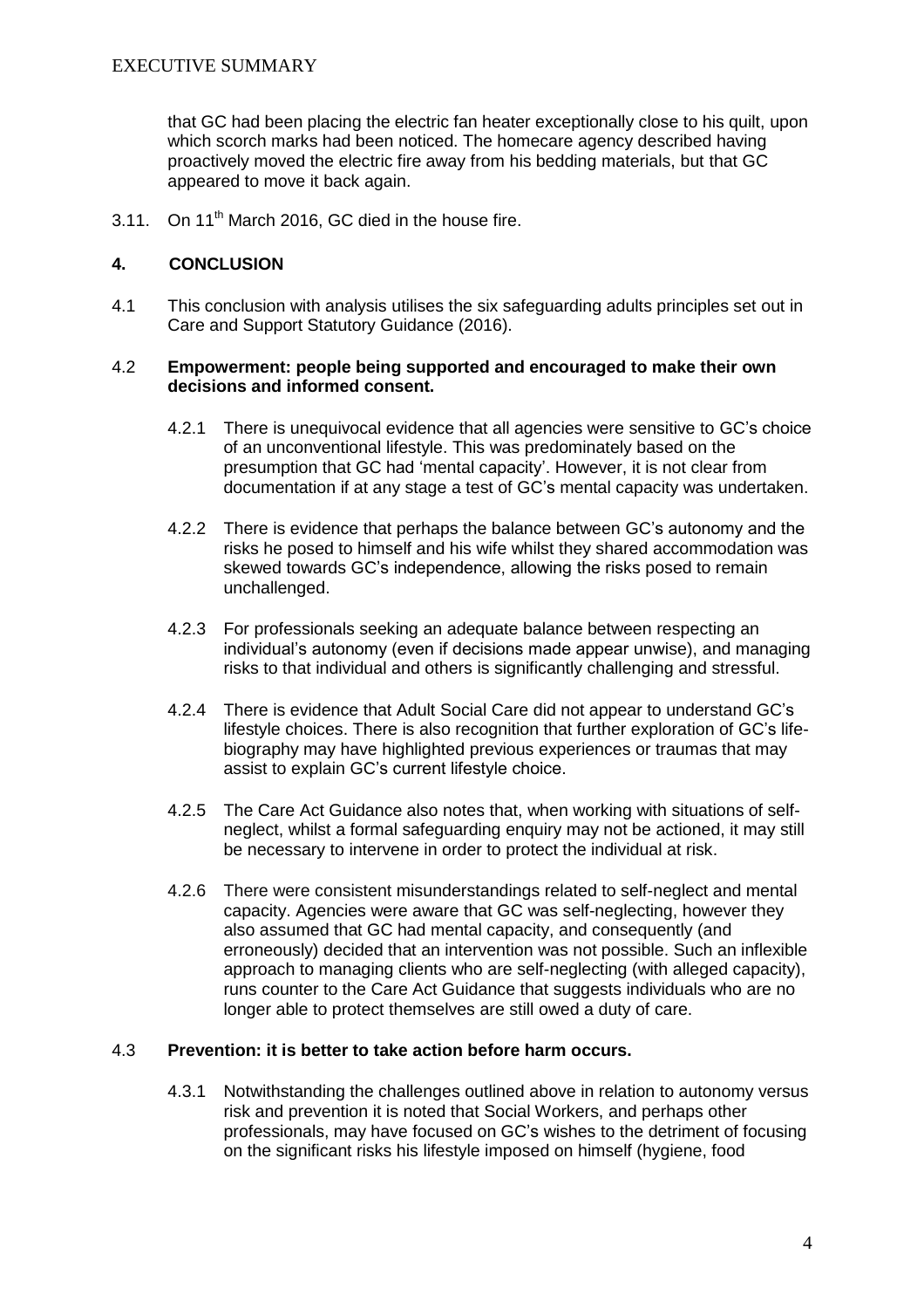that GC had been placing the electric fan heater exceptionally close to his quilt, upon which scorch marks had been noticed. The homecare agency described having proactively moved the electric fire away from his bedding materials, but that GC appeared to move it back again.

3.11. On 11th March 2016, GC died in the house fire.

## 4. CONCLUSION

4.1 This conclusion with analysis utilises the six safeguarding adults principles set out in Care and Support Statutory Guidance (2016).

### 4.2 Empowerment: people being supported and encouraged to make their own decisions and informed consent.

4.2.1 There is unequivocal evidence that all agencies were sensitive to GC's choice of an unconventional lifestyle. This was predominately based on the presumption that GC had 'mental capacity'. However, it is not clear from documentation if at any stage a test of GC's mental capacity was undertaken.

4.2.2 There is evidence that perhaps the balance between GC's autonomy and the risks he posed to himself and his wife whilst they shared accommodation was skewed towards GC's independence, allowing the risks posed to remain unchallenged.

4.2.3 For professionals seeking an adequate balance between respecting an individual's autonomy (even if decisions made appear unwise), and managing risks to that individual and others is significantly challenging and stressful.

4.2.4 There is evidence that Adult Social Care did not appear to understand GC's lifestyle choices. There is also recognition that further exploration of GC's life-biography may have highlighted previous experiences or traumas that may assist to explain GC's current lifestyle choice.

4.2.5 The Care Act Guidance also notes that, when working with situations of self-neglect, whilst a formal safeguarding enquiry may not be actioned, it may still be necessary to intervene in order to protect the individual at risk.

4.2.6 There were consistent misunderstandings related to self-neglect and mental capacity. Agencies were aware that GC was self-neglecting, however they also assumed that GC had mental capacity, and consequently (and erroneously) decided that an intervention was not possible. Such an inflexible approach to managing clients who are self-neglecting (with alleged capacity), runs counter to the Care Act Guidance that suggests individuals who are no longer able to protect themselves are still owed a duty of care.

### 4.3 Prevention: it is better to take action before harm occurs.

4.3.1 Notwithstanding the challenges outlined above in relation to autonomy versus risk and prevention it is noted that Social Workers, and perhaps other professionals, may have focused on GC's wishes to the detriment of focusing on the significant risks his lifestyle imposed on himself (hygiene, food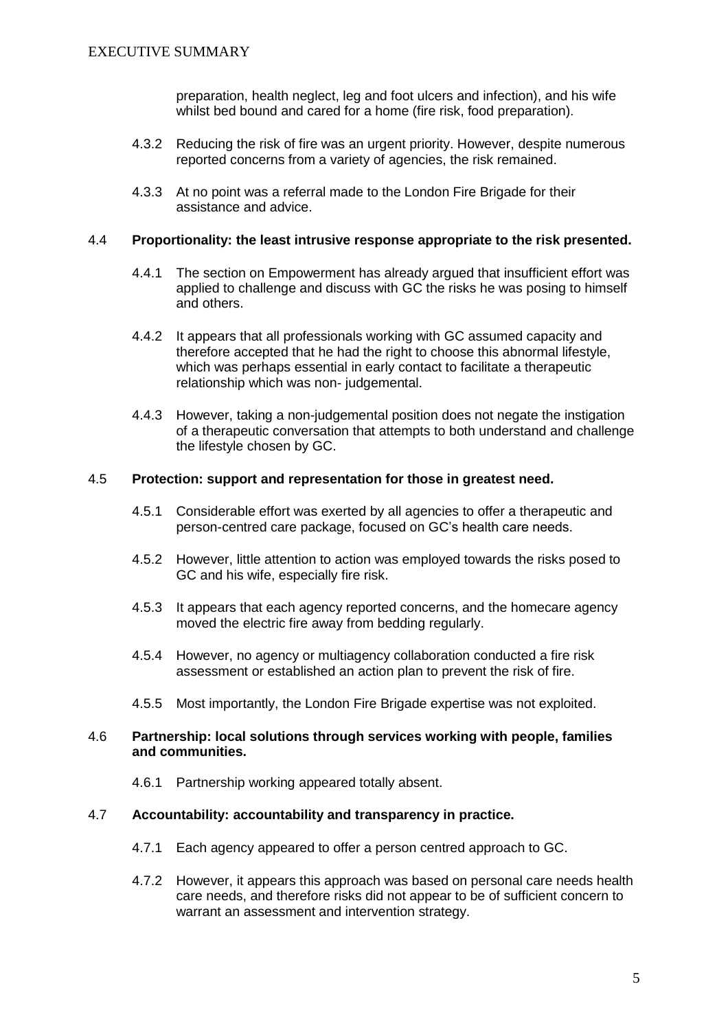preparation, health neglect, leg and foot ulcers and infection), and his wife whilst bed bound and cared for a home (fire risk, food preparation).

4.3.2 Reducing the risk of fire was an urgent priority. However, despite numerous reported concerns from a variety of agencies, the risk remained.

4.3.3 At no point was a referral made to the London Fire Brigade for their assistance and advice.

4.4 **Proportionality: the least intrusive response appropriate to the risk presented.**

4.4.1 The section on Empowerment has already argued that insufficient effort was applied to challenge and discuss with GC the risks he was posing to himself and others.

4.4.2 It appears that all professionals working with GC assumed capacity and therefore accepted that he had the right to choose this abnormal lifestyle, which was perhaps essential in early contact to facilitate a therapeutic relationship which was non- judgemental.

4.4.3 However, taking a non-judgemental position does not negate the instigation of a therapeutic conversation that attempts to both understand and challenge the lifestyle chosen by GC.

4.5 **Protection: support and representation for those in greatest need.**

4.5.1 Considerable effort was exerted by all agencies to offer a therapeutic and person-centred care package, focused on GC's health care needs.

4.5.2 However, little attention to action was employed towards the risks posed to GC and his wife, especially fire risk.

4.5.3 It appears that each agency reported concerns, and the homecare agency moved the electric fire away from bedding regularly.

4.5.4 However, no agency or multiagency collaboration conducted a fire risk assessment or established an action plan to prevent the risk of fire.

4.5.5 Most importantly, the London Fire Brigade expertise was not exploited.

4.6 **Partnership: local solutions through services working with people, families and communities.**

4.6.1 Partnership working appeared totally absent.

4.7 **Accountability: accountability and transparency in practice.**

4.7.1 Each agency appeared to offer a person centred approach to GC.

4.7.2 However, it appears this approach was based on personal care needs health care needs, and therefore risks did not appear to be of sufficient concern to warrant an assessment and intervention strategy.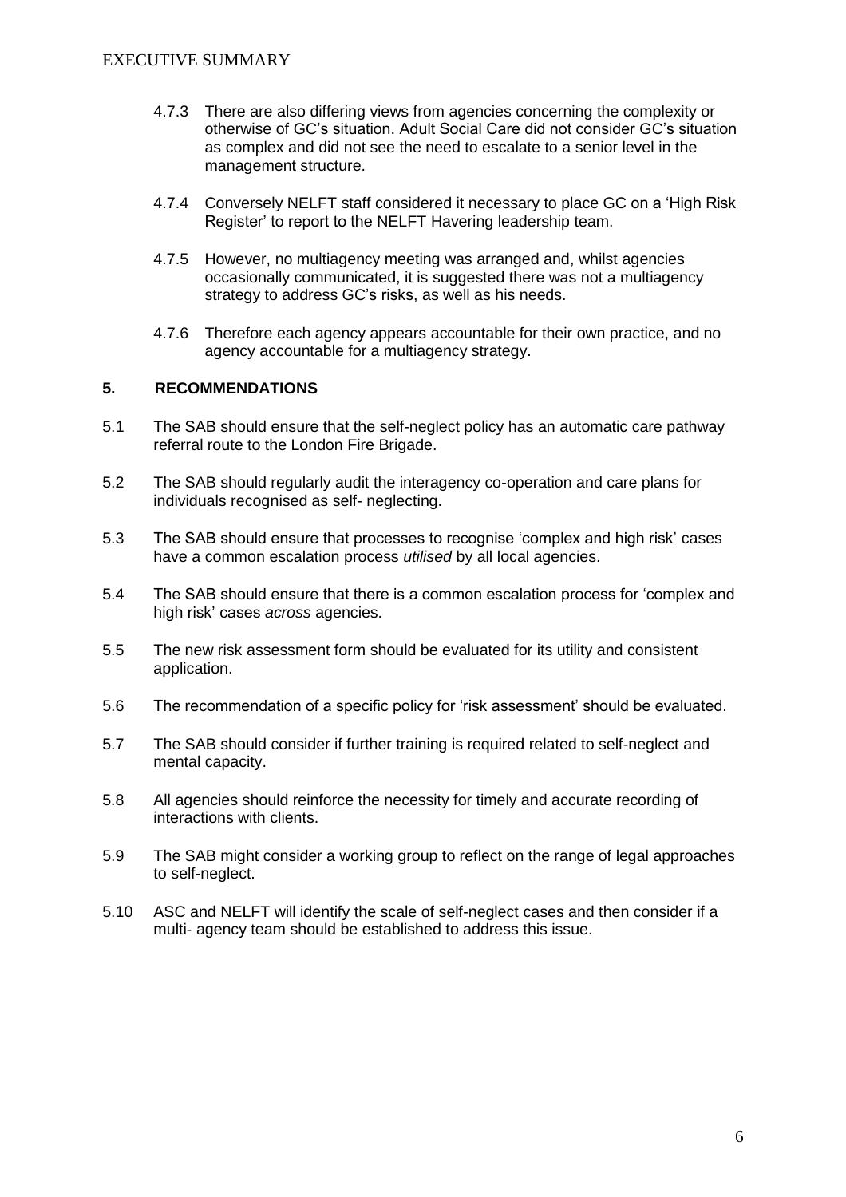4.7.3 There are also differing views from agencies concerning the complexity or otherwise of GC's situation. Adult Social Care did not consider GC's situation as complex and did not see the need to escalate to a senior level in the management structure.

4.7.4 Conversely NELFT staff considered it necessary to place GC on a 'High Risk Register' to report to the NELFT Havering leadership team.

4.7.5 However, no multiagency meeting was arranged and, whilst agencies occasionally communicated, it is suggested there was not a multiagency strategy to address GC's risks, as well as his needs.

4.7.6 Therefore each agency appears accountable for their own practice, and no agency accountable for a multiagency strategy.

## 5. RECOMMENDATIONS

5.1 The SAB should ensure that the self-neglect policy has an automatic care pathway referral route to the London Fire Brigade.

5.2 The SAB should regularly audit the interagency co-operation and care plans for individuals recognised as self- neglecting.

5.3 The SAB should ensure that processes to recognise 'complex and high risk' cases have a common escalation process *utilised* by all local agencies.

5.4 The SAB should ensure that there is a common escalation process for 'complex and high risk' cases *across* agencies.

5.5 The new risk assessment form should be evaluated for its utility and consistent application.

5.6 The recommendation of a specific policy for 'risk assessment' should be evaluated.

5.7 The SAB should consider if further training is required related to self-neglect and mental capacity.

5.8 All agencies should reinforce the necessity for timely and accurate recording of interactions with clients.

5.9 The SAB might consider a working group to reflect on the range of legal approaches to self-neglect.

5.10 ASC and NELFT will identify the scale of self-neglect cases and then consider if a multi- agency team should be established to address this issue.